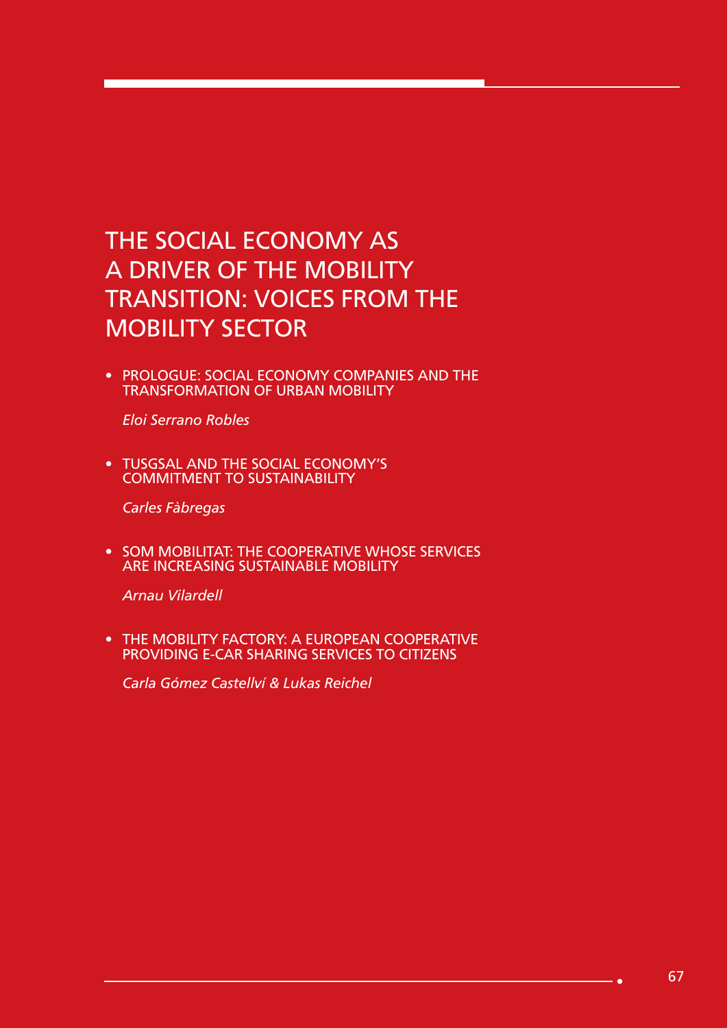# THE SOCIAL ECONOMY AS A DRIVER OF THE MOBILITY TRANSITION: VOICES FROM THE MOBILITY SECTOR

- PROLOGUE: SOCIAL ECONOMY COMPANIES AND THE TRANSFORMATION OF URBAN MOBILITY

  *Eloi Serrano Robles*

- TUSGSAL AND THE SOCIAL ECONOMY'S COMMITMENT TO SUSTAINABILITY

  *Carles Fàbregas*

- SOM MOBILITAT: THE COOPERATIVE WHOSE SERVICES ARE INCREASING SUSTAINABLE MOBILITY

  *Arnau Vilardell*

- THE MOBILITY FACTORY: A EUROPEAN COOPERATIVE PROVIDING E-CAR SHARING SERVICES TO CITIZENS

  *Carla Gómez Castellví & Lukas Reichel*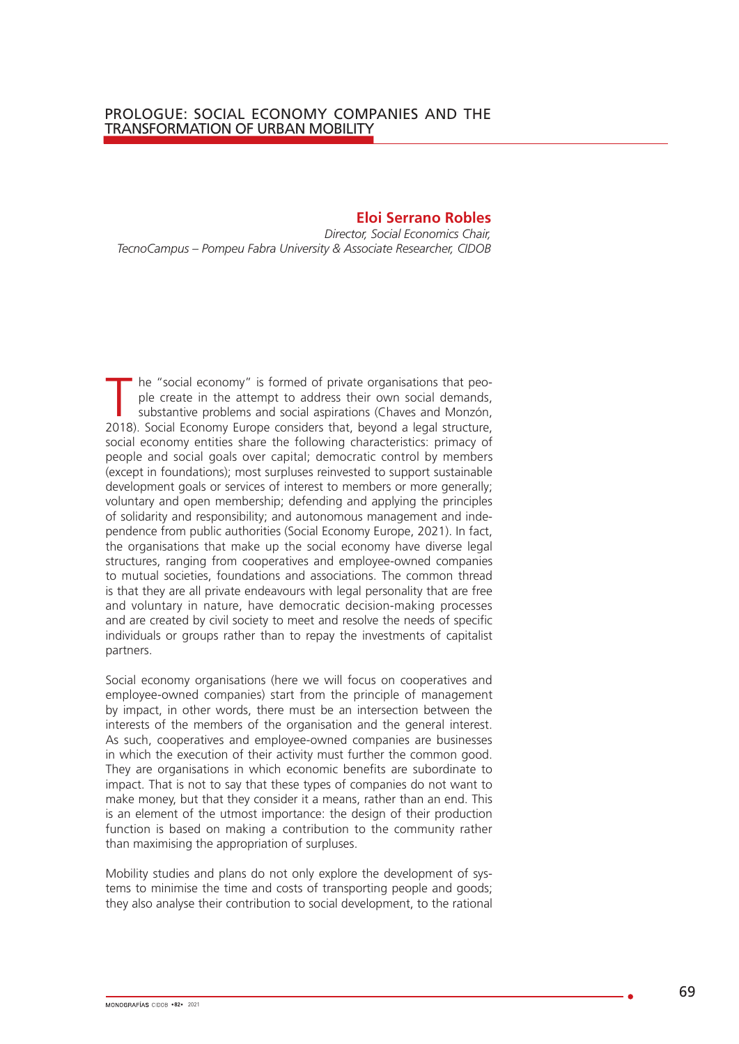# PROLOGUE: SOCIAL ECONOMY COMPANIES AND THE TRANSFORMATION OF URBAN MOBILITY

**Eloi Serrano Robles**

*Director, Social Economics Chair, TecnoCampus – Pompeu Fabra University & Associate Researcher, CIDOB*

The "social economy" is formed of private organisations that people create in the attempt to address their own social demands, substantive problems and social aspirations (Chaves and Monzón, 2018). Social Economy Europe considers that, beyond a legal structure, social economy entities share the following characteristics: primacy of people and social goals over capital; democratic control by members (except in foundations); most surpluses reinvested to support sustainable development goals or services of interest to members or more generally; voluntary and open membership; defending and applying the principles of solidarity and responsibility; and autonomous management and independence from public authorities (Social Economy Europe, 2021). In fact, the organisations that make up the social economy have diverse legal structures, ranging from cooperatives and employee-owned companies to mutual societies, foundations and associations. The common thread is that they are all private endeavours with legal personality that are free and voluntary in nature, have democratic decision-making processes and are created by civil society to meet and resolve the needs of specific individuals or groups rather than to repay the investments of capitalist partners.

Social economy organisations (here we will focus on cooperatives and employee-owned companies) start from the principle of management by impact, in other words, there must be an intersection between the interests of the members of the organisation and the general interest. As such, cooperatives and employee-owned companies are businesses in which the execution of their activity must further the common good. They are organisations in which economic benefits are subordinate to impact. That is not to say that these types of companies do not want to make money, but that they consider it a means, rather than an end. This is an element of the utmost importance: the design of their production function is based on making a contribution to the community rather than maximising the appropriation of surpluses.

Mobility studies and plans do not only explore the development of systems to minimise the time and costs of transporting people and goods; they also analyse their contribution to social development, to the rational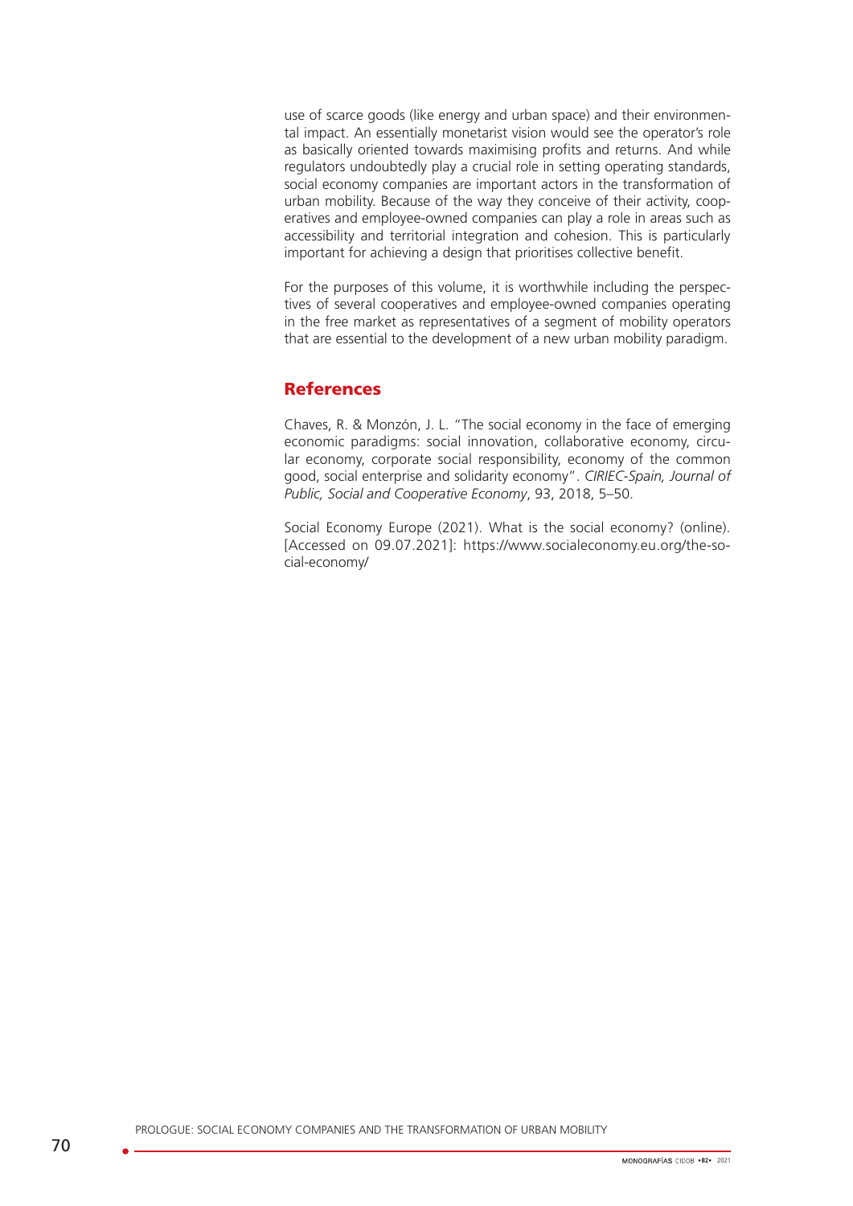use of scarce goods (like energy and urban space) and their environmental impact. An essentially monetarist vision would see the operator's role as basically oriented towards maximising profits and returns. And while regulators undoubtedly play a crucial role in setting operating standards, social economy companies are important actors in the transformation of urban mobility. Because of the way they conceive of their activity, cooperatives and employee-owned companies can play a role in areas such as accessibility and territorial integration and cohesion. This is particularly important for achieving a design that prioritises collective benefit.

For the purposes of this volume, it is worthwhile including the perspectives of several cooperatives and employee-owned companies operating in the free market as representatives of a segment of mobility operators that are essential to the development of a new urban mobility paradigm.

## References

Chaves, R. & Monzón, J. L. "The social economy in the face of emerging economic paradigms: social innovation, collaborative economy, circular economy, corporate social responsibility, economy of the common good, social enterprise and solidarity economy". *CIRIEC-Spain, Journal of Public, Social and Cooperative Economy*, 93, 2018, 5–50.

Social Economy Europe (2021). What is the social economy? (online). [Accessed on 09.07.2021]: https://www.socialeconomy.eu.org/the-social-economy/